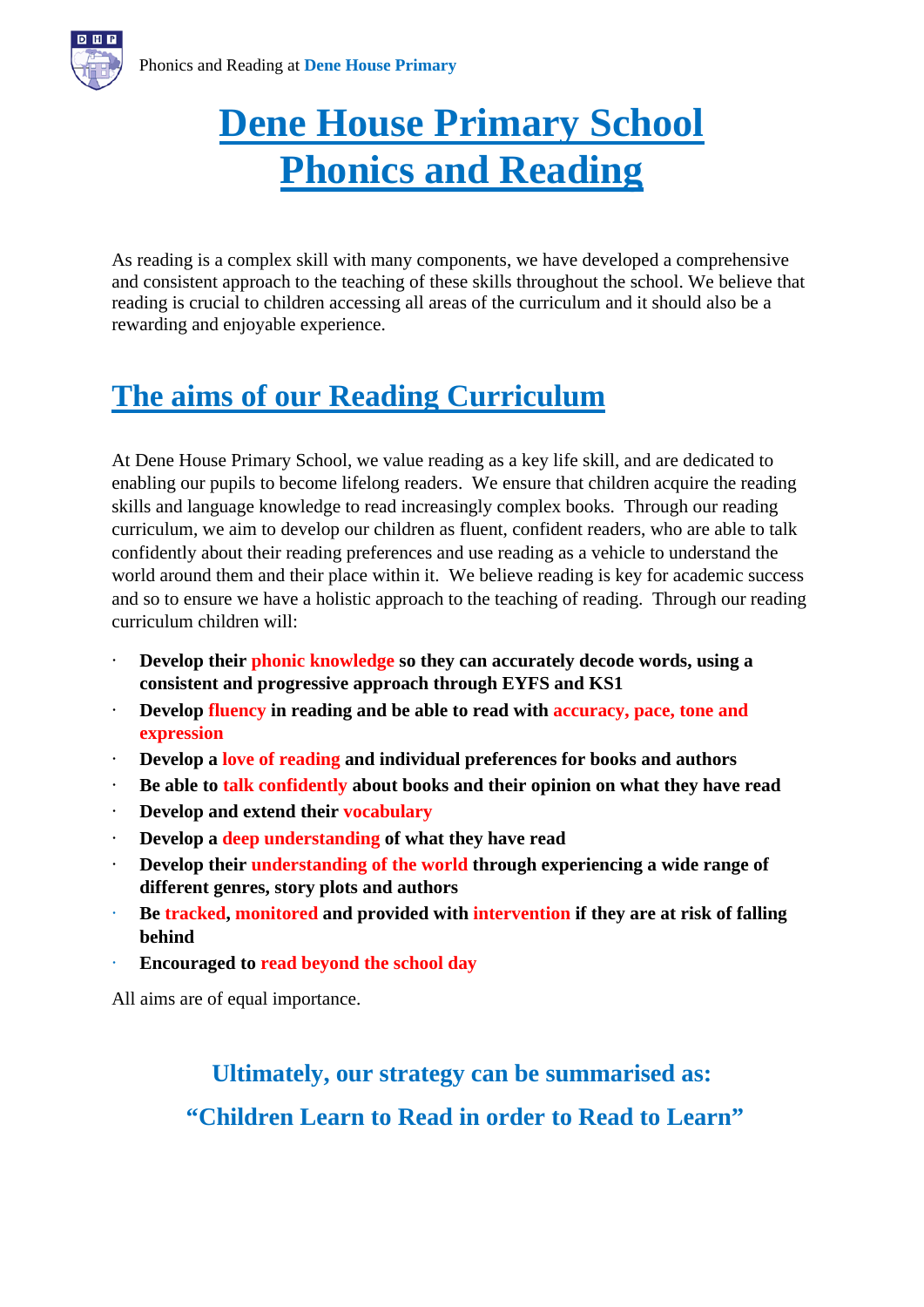# Dene House Primary School Phonics and Reading

As reading is a complex skill with many components, we have developed a comprehensive and consistent approach to the teaching of these skills throughout the school. We believe that reading is crucial to children accessing all areas of the curriculum and it should also be a rewarding and enjoyable experience.

## The aims of our Reading Curriculum

At Dene House Primary School, we value reading as a key life skill, and are dedicated to enabling our pupils to become lifelong readers. We ensure that children acquire the reading skills and language knowledge to read increasingly complex books. Through our reading curriculum, we aim to develop our children as fluent, confident readers, who are able to talk confidently about their reading preferences and use reading as a vehicle to understand the world around them and their place within it. We believe reading is key for academic success and so to ensure we have a holistic approach to the teaching of reading. Through our reading curriculum children will:

- **Develop their phonic knowledge so they can accurately decode words, using a consistent and progressive approach through EYFS and KS1**
- **Develop fluency in reading and be able to read with accuracy, pace, tone and expression**
- **Develop a love of reading and individual preferences for books and authors**
- **Be able to talk confidently about books and their opinion on what they have read**
- **Develop and extend their vocabulary**
- **Develop a deep understanding of what they have read**
- **Develop their understanding of the world through experiencing a wide range of different genres, story plots and authors**
- **Be tracked, monitored and provided with intervention if they are at risk of falling behind**
- **Encouraged to read beyond the school day**

All aims are of equal importance.

### Ultimately, our strategy can be summarised as:

### "Children Learn to Read in order to Read to Learn"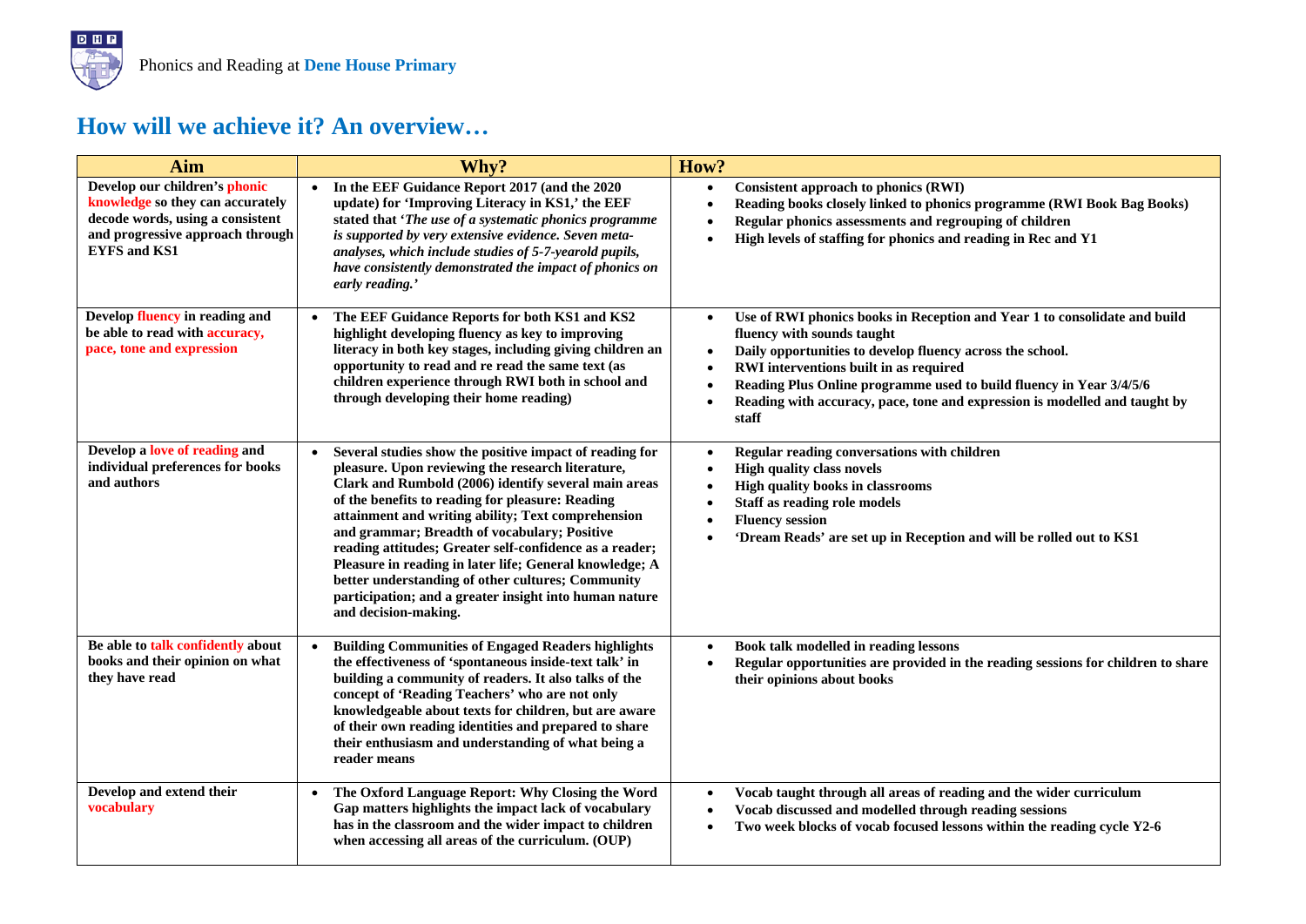# How will we achieve it? An overview…

| Aim | Why? | How? |
|---|---|---|
| Develop our children's phonic knowledge so they can accurately decode words, using a consistent and progressive approach through EYFS and KS1 | • In the EEF Guidance Report 2017 (and the 2020 update) for 'Improving Literacy in KS1,' the EEF stated that '*The use of a systematic phonics programme is supported by very extensive evidence. Seven meta-analyses, which include studies of 5-7-yearold pupils, have consistently demonstrated the impact of phonics on early reading.*' | • Consistent approach to phonics (RWI)<br>• Reading books closely linked to phonics programme (RWI Book Bag Books)<br>• Regular phonics assessments and regrouping of children<br>• High levels of staffing for phonics and reading in Rec and Y1 |
| Develop fluency in reading and be able to read with accuracy, pace, tone and expression | • The EEF Guidance Reports for both KS1 and KS2 highlight developing fluency as key to improving literacy in both key stages, including giving children an opportunity to read and re read the same text (as children experience through RWI both in school and through developing their home reading) | • Use of RWI phonics books in Reception and Year 1 to consolidate and build fluency with sounds taught<br>• Daily opportunities to develop fluency across the school.<br>• RWI interventions built in as required<br>• Reading Plus Online programme used to build fluency in Year 3/4/5/6<br>• Reading with accuracy, pace, tone and expression is modelled and taught by staff |
| Develop a love of reading and individual preferences for books and authors | • Several studies show the positive impact of reading for pleasure. Upon reviewing the research literature, Clark and Rumbold (2006) identify several main areas of the benefits to reading for pleasure: Reading attainment and writing ability; Text comprehension and grammar; Breadth of vocabulary; Positive reading attitudes; Greater self-confidence as a reader; Pleasure in reading in later life; General knowledge; A better understanding of other cultures; Community participation; and a greater insight into human nature and decision-making. | • Regular reading conversations with children<br>• High quality class novels<br>• High quality books in classrooms<br>• Staff as reading role models<br>• Fluency session<br>• 'Dream Reads' are set up in Reception and will be rolled out to KS1 |
| Be able to talk confidently about books and their opinion on what they have read | • Building Communities of Engaged Readers highlights the effectiveness of 'spontaneous inside-text talk' in building a community of readers. It also talks of the concept of 'Reading Teachers' who are not only knowledgeable about texts for children, but are aware of their own reading identities and prepared to share their enthusiasm and understanding of what being a reader means | • Book talk modelled in reading lessons<br>• Regular opportunities are provided in the reading sessions for children to share their opinions about books |
| Develop and extend their vocabulary | • The Oxford Language Report: Why Closing the Word Gap matters highlights the impact lack of vocabulary has in the classroom and the wider impact to children when accessing all areas of the curriculum. (OUP) | • Vocab taught through all areas of reading and the wider curriculum<br>• Vocab discussed and modelled through reading sessions<br>• Two week blocks of vocab focused lessons within the reading cycle Y2-6 |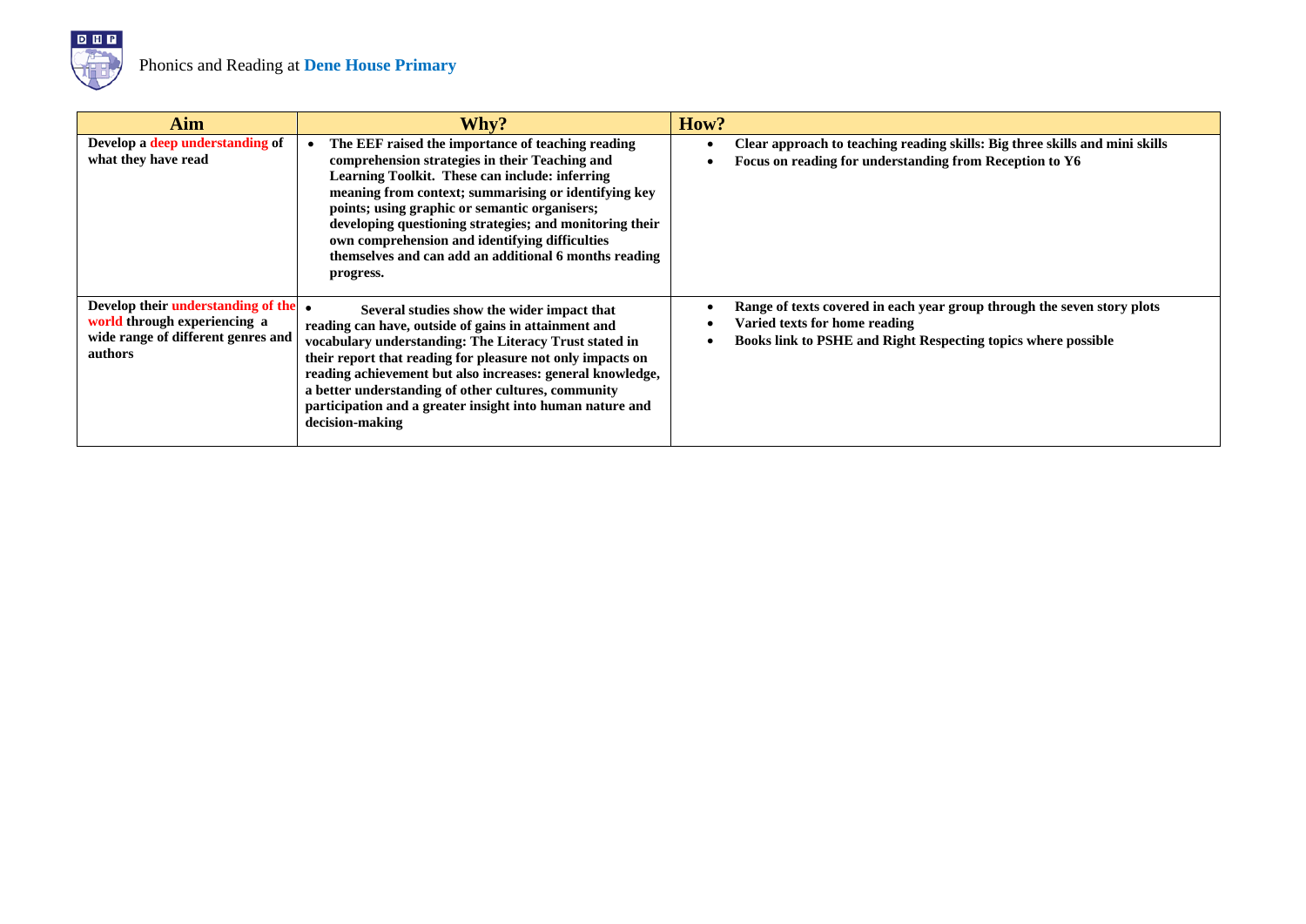Phonics and Reading at **Dene House Primary**

| Aim | Why? | How? |
|---|---|---|
| **Develop a deep understanding of what they have read** | • **The EEF raised the importance of teaching reading comprehension strategies in their Teaching and Learning Toolkit. These can include: inferring meaning from context; summarising or identifying key points; using graphic or semantic organisers; developing questioning strategies; and monitoring their own comprehension and identifying difficulties themselves and can add an additional 6 months reading progress.** | • **Clear approach to teaching reading skills: Big three skills and mini skills**<br>• **Focus on reading for understanding from Reception to Y6** |
| **Develop their understanding of the world through experiencing a wide range of different genres and authors** | • **Several studies show the wider impact that reading can have, outside of gains in attainment and vocabulary understanding: The Literacy Trust stated in their report that reading for pleasure not only impacts on reading achievement but also increases: general knowledge, a better understanding of other cultures, community participation and a greater insight into human nature and decision-making** | • **Range of texts covered in each year group through the seven story plots**<br>• **Varied texts for home reading**<br>• **Books link to PSHE and Right Respecting topics where possible** |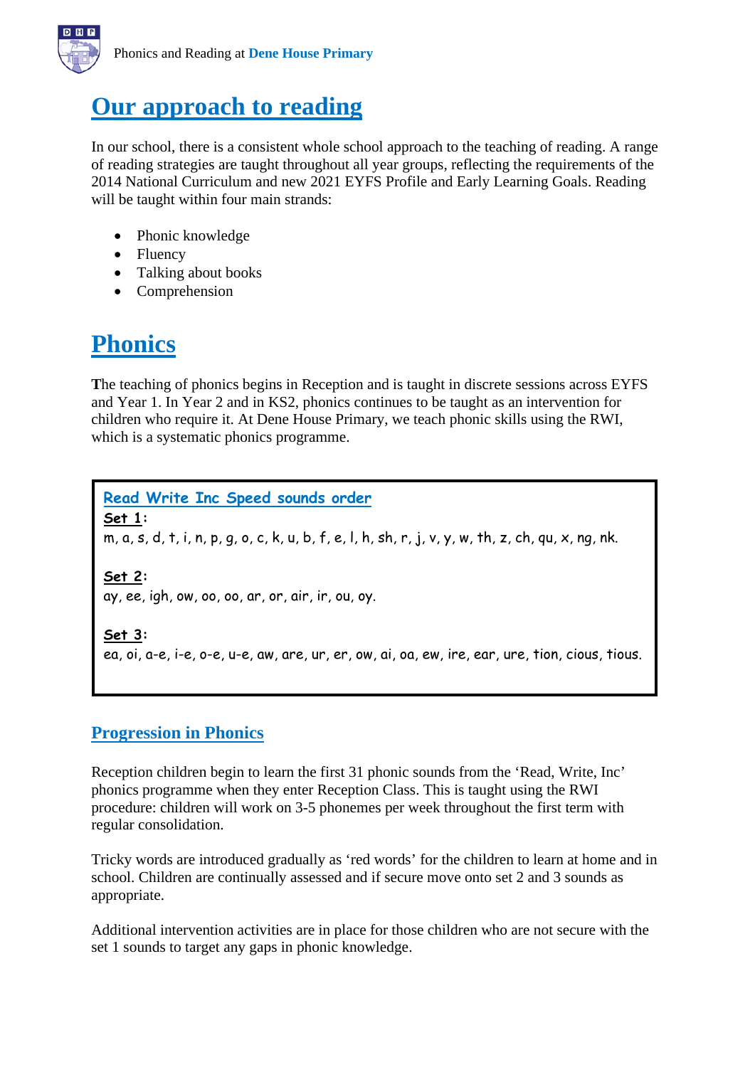# Our approach to reading

In our school, there is a consistent whole school approach to the teaching of reading. A range of reading strategies are taught throughout all year groups, reflecting the requirements of the 2014 National Curriculum and new 2021 EYFS Profile and Early Learning Goals. Reading will be taught within four main strands:

- Phonic knowledge
- Fluency
- Talking about books
- Comprehension

# Phonics

The teaching of phonics begins in Reception and is taught in discrete sessions across EYFS and Year 1. In Year 2 and in KS2, phonics continues to be taught as an intervention for children who require it. At Dene House Primary, we teach phonic skills using the RWI, which is a systematic phonics programme.

**Read Write Inc Speed sounds order**

**Set 1:**
m, a, s, d, t, i, n, p, g, o, c, k, u, b, f, e, l, h, sh, r, j, v, y, w, th, z, ch, qu, x, ng, nk.

**Set 2:**
ay, ee, igh, ow, oo, oo, ar, or, air, ir, ou, oy.

**Set 3:**
ea, oi, a-e, i-e, o-e, u-e, aw, are, ur, er, ow, ai, oa, ew, ire, ear, ure, tion, cious, tious.

## Progression in Phonics

Reception children begin to learn the first 31 phonic sounds from the 'Read, Write, Inc' phonics programme when they enter Reception Class. This is taught using the RWI procedure: children will work on 3-5 phonemes per week throughout the first term with regular consolidation.

Tricky words are introduced gradually as 'red words' for the children to learn at home and in school. Children are continually assessed and if secure move onto set 2 and 3 sounds as appropriate.

Additional intervention activities are in place for those children who are not secure with the set 1 sounds to target any gaps in phonic knowledge.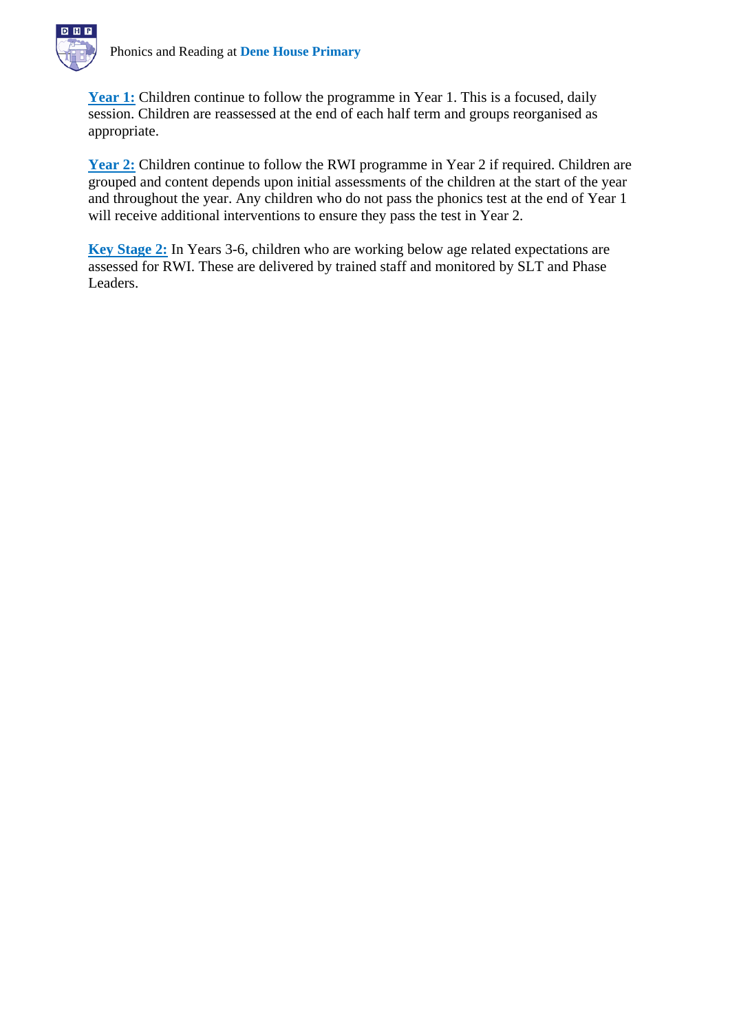**Year 1:** Children continue to follow the programme in Year 1. This is a focused, daily session. Children are reassessed at the end of each half term and groups reorganised as appropriate.

**Year 2:** Children continue to follow the RWI programme in Year 2 if required. Children are grouped and content depends upon initial assessments of the children at the start of the year and throughout the year. Any children who do not pass the phonics test at the end of Year 1 will receive additional interventions to ensure they pass the test in Year 2.

**Key Stage 2:** In Years 3-6, children who are working below age related expectations are assessed for RWI. These are delivered by trained staff and monitored by SLT and Phase Leaders.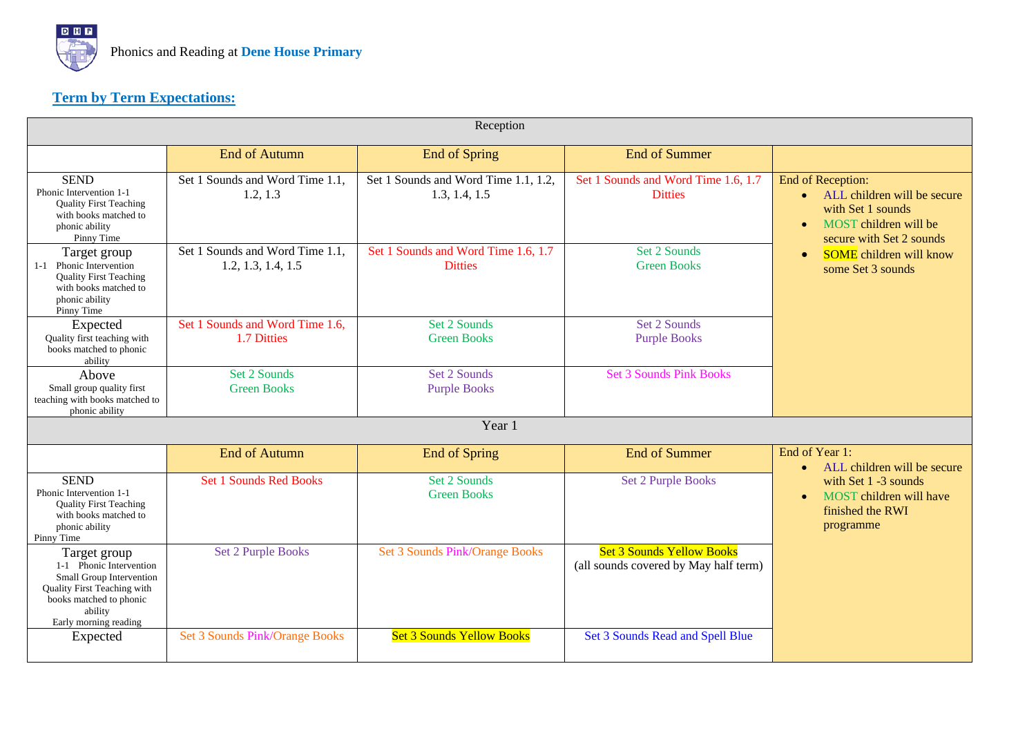Phonics and Reading at **Dene House Primary**

## Term by Term Expectations:

| Reception | | | | |
|---|---|---|---|---|
| | End of Autumn | End of Spring | End of Summer | |
| SEND<br>Phonic Intervention 1-1<br>Quality First Teaching with books matched to phonic ability<br>Pinny Time | Set 1 Sounds and Word Time 1.1, 1.2, 1.3 | Set 1 Sounds and Word Time 1.1, 1.2, 1.3, 1.4, 1.5 | Set 1 Sounds and Word Time 1.6, 1.7 Ditties | End of Reception:<br>• ALL children will be secure with Set 1 sounds<br>• MOST children will be secure with Set 2 sounds<br>• SOME children will know some Set 3 sounds |
| Target group<br>1-1 Phonic Intervention<br>Quality First Teaching with books matched to phonic ability<br>Pinny Time | Set 1 Sounds and Word Time 1.1, 1.2, 1.3, 1.4, 1.5 | Set 1 Sounds and Word Time 1.6, 1.7 Ditties | Set 2 Sounds<br>Green Books | |
| Expected<br>Quality first teaching with books matched to phonic ability | Set 1 Sounds and Word Time 1.6, 1.7 Ditties | Set 2 Sounds<br>Green Books | Set 2 Sounds<br>Purple Books | |
| Above<br>Small group quality first teaching with books matched to phonic ability | Set 2 Sounds<br>Green Books | Set 2 Sounds<br>Purple Books | Set 3 Sounds Pink Books | |

| Year 1 | | | | |
|---|---|---|---|---|
| | End of Autumn | End of Spring | End of Summer | End of Year 1:<br>• ALL children will be secure with Set 1 -3 sounds<br>• MOST children will have finished the RWI programme |
| SEND<br>Phonic Intervention 1-1<br>Quality First Teaching with books matched to phonic ability<br>Pinny Time | Set 1 Sounds Red Books | Set 2 Sounds<br>Green Books | Set 2 Purple Books | |
| Target group<br>1-1 Phonic Intervention<br>Small Group Intervention<br>Quality First Teaching with books matched to phonic ability<br>Early morning reading | Set 2 Purple Books | Set 3 Sounds Pink/Orange Books | Set 3 Sounds Yellow Books<br>(all sounds covered by May half term) | |
| Expected | Set 3 Sounds Pink/Orange Books | Set 3 Sounds Yellow Books | Set 3 Sounds Read and Spell Blue | |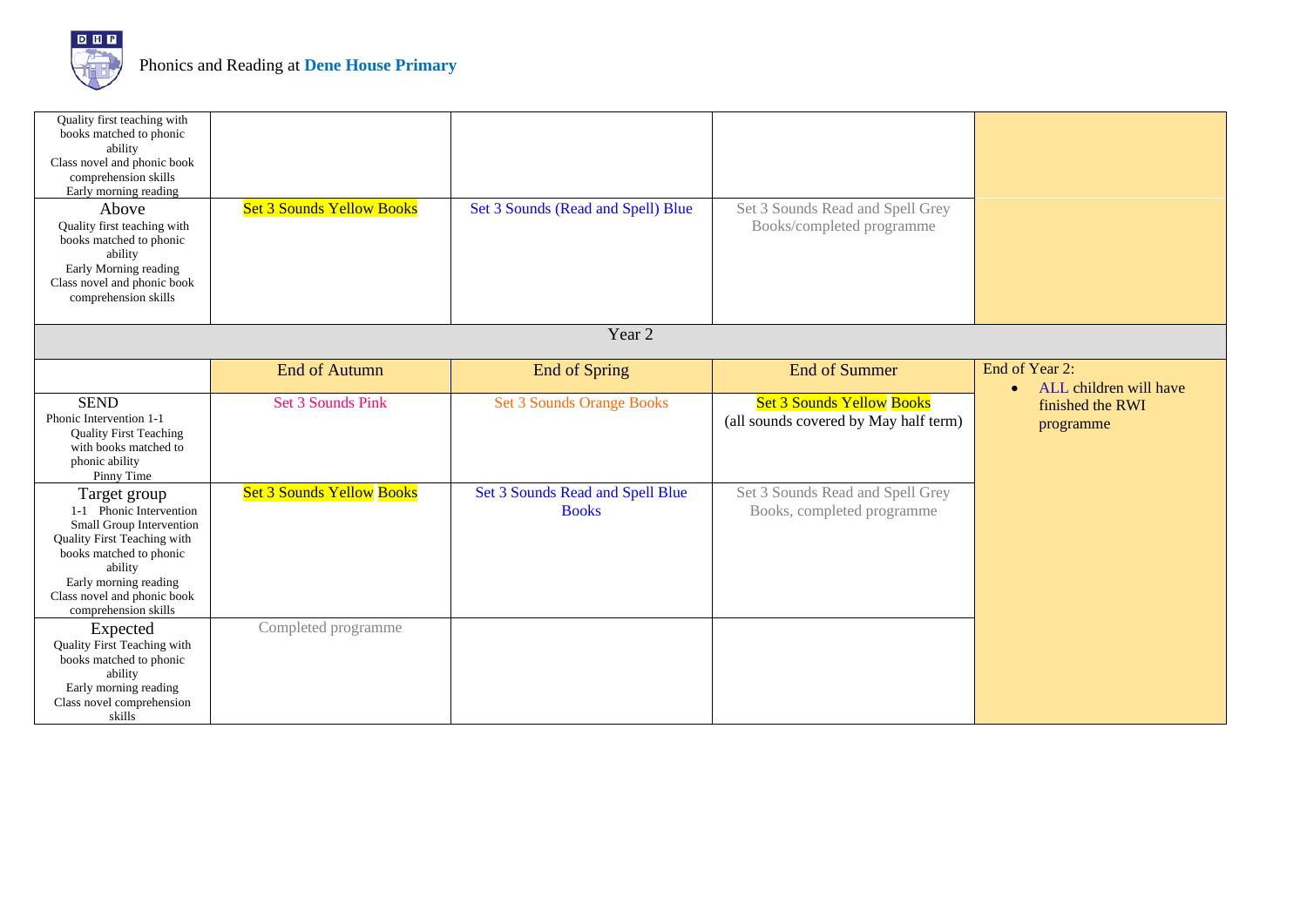Phonics and Reading at **Dene House Primary**

| | | | | |
|---|---|---|---|---|
| Quality first teaching with books matched to phonic ability<br>Class novel and phonic book comprehension skills<br>Early morning reading | | | | |
| Above<br>Quality first teaching with books matched to phonic ability<br>Early Morning reading<br>Class novel and phonic book comprehension skills | Set 3 Sounds Yellow Books | Set 3 Sounds (Read and Spell) Blue | Set 3 Sounds Read and Spell Grey Books/completed programme | |

| Year 2 | | | | |
|---|---|---|---|---|
| | End of Autumn | End of Spring | End of Summer | End of Year 2:<br>• ALL children will have finished the RWI programme |
| SEND<br>Phonic Intervention 1-1<br>Quality First Teaching with books matched to phonic ability<br>Pinny Time | Set 3 Sounds Pink | Set 3 Sounds Orange Books | Set 3 Sounds Yellow Books<br>(all sounds covered by May half term) | |
| Target group<br>1-1 Phonic Intervention<br>Small Group Intervention<br>Quality First Teaching with books matched to phonic ability<br>Early morning reading<br>Class novel and phonic book comprehension skills | Set 3 Sounds Yellow Books | Set 3 Sounds Read and Spell Blue Books | Set 3 Sounds Read and Spell Grey Books, completed programme | |
| Expected<br>Quality First Teaching with books matched to phonic ability<br>Early morning reading<br>Class novel comprehension skills | Completed programme | | | |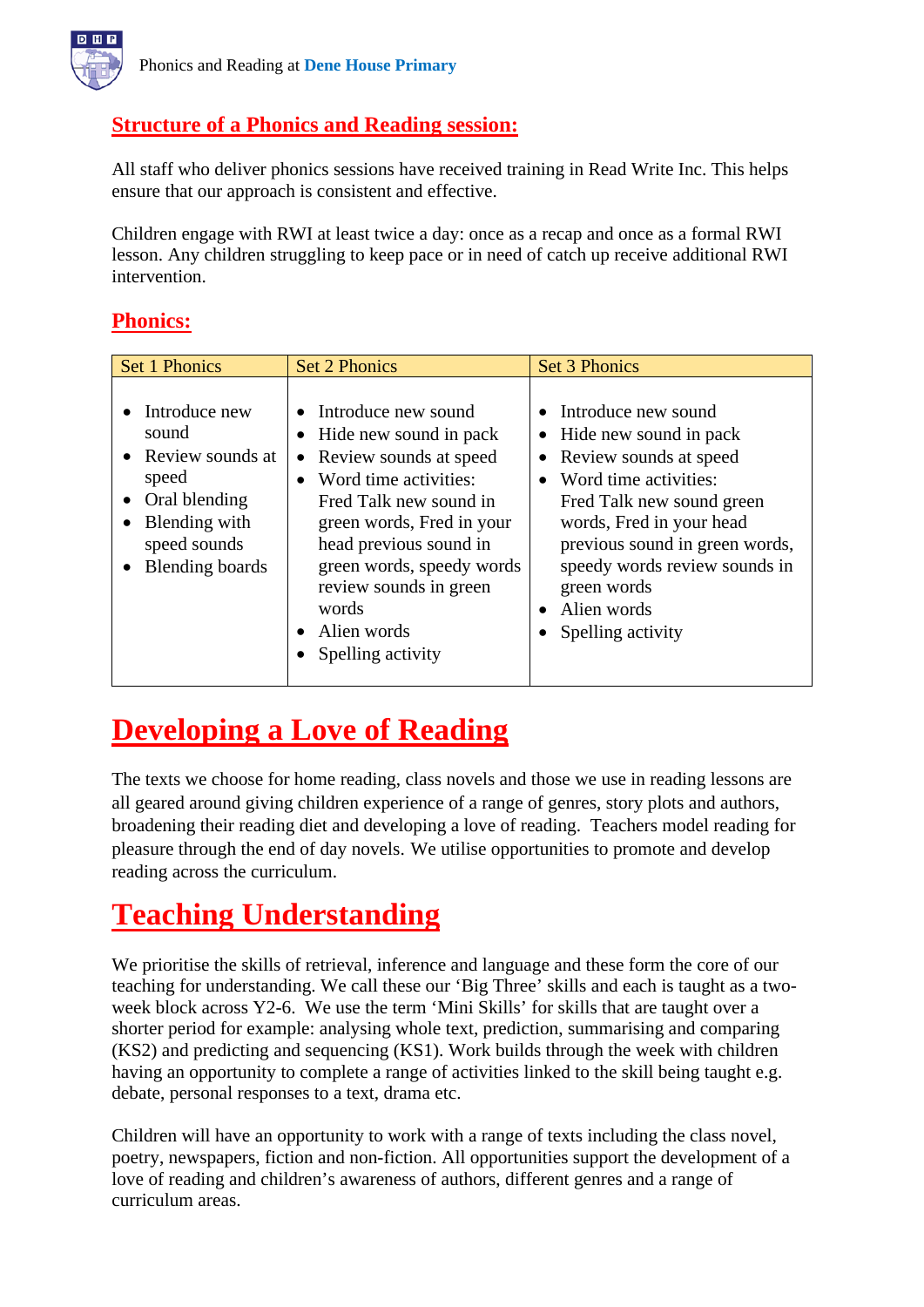## Structure of a Phonics and Reading session:

All staff who deliver phonics sessions have received training in Read Write Inc. This helps ensure that our approach is consistent and effective.

Children engage with RWI at least twice a day: once as a recap and once as a formal RWI lesson. Any children struggling to keep pace or in need of catch up receive additional RWI intervention.

## Phonics:

| Set 1 Phonics | Set 2 Phonics | Set 3 Phonics |
|---|---|---|
| • Introduce new sound<br>• Review sounds at speed<br>• Oral blending<br>• Blending with speed sounds<br>• Blending boards | • Introduce new sound<br>• Hide new sound in pack<br>• Review sounds at speed<br>• Word time activities: Fred Talk new sound in green words, Fred in your head previous sound in green words, speedy words review sounds in green words<br>• Alien words<br>• Spelling activity | • Introduce new sound<br>• Hide new sound in pack<br>• Review sounds at speed<br>• Word time activities: Fred Talk new sound green words, Fred in your head previous sound in green words, speedy words review sounds in green words<br>• Alien words<br>• Spelling activity |

# Developing a Love of Reading

The texts we choose for home reading, class novels and those we use in reading lessons are all geared around giving children experience of a range of genres, story plots and authors, broadening their reading diet and developing a love of reading. Teachers model reading for pleasure through the end of day novels. We utilise opportunities to promote and develop reading across the curriculum.

# Teaching Understanding

We prioritise the skills of retrieval, inference and language and these form the core of our teaching for understanding. We call these our 'Big Three' skills and each is taught as a two-week block across Y2-6. We use the term 'Mini Skills' for skills that are taught over a shorter period for example: analysing whole text, prediction, summarising and comparing (KS2) and predicting and sequencing (KS1). Work builds through the week with children having an opportunity to complete a range of activities linked to the skill being taught e.g. debate, personal responses to a text, drama etc.

Children will have an opportunity to work with a range of texts including the class novel, poetry, newspapers, fiction and non-fiction. All opportunities support the development of a love of reading and children's awareness of authors, different genres and a range of curriculum areas.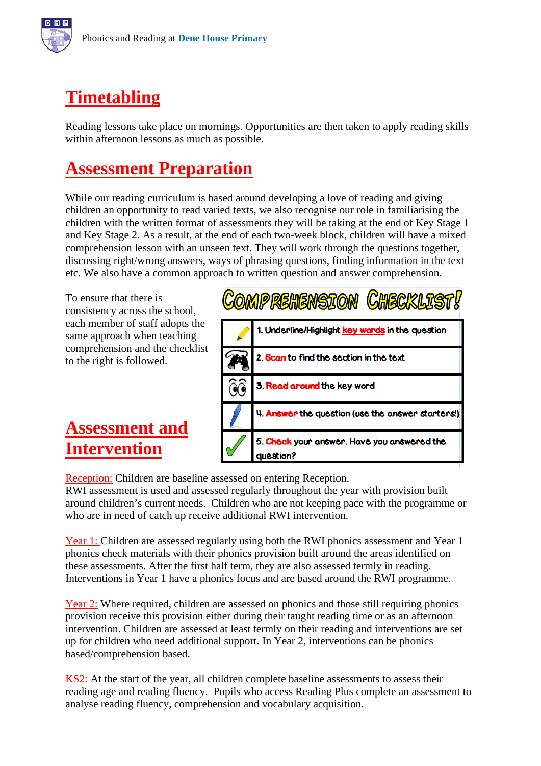## Timetabling

Reading lessons take place on mornings. Opportunities are then taken to apply reading skills within afternoon lessons as much as possible.

## Assessment Preparation

While our reading curriculum is based around developing a love of reading and giving children an opportunity to read varied texts, we also recognise our role in familiarising the children with the written format of assessments they will be taking at the end of Key Stage 1 and Key Stage 2. As a result, at the end of each two-week block, children will have a mixed comprehension lesson with an unseen text. They will work through the questions together, discussing right/wrong answers, ways of phrasing questions, finding information in the text etc. We also have a common approach to written question and answer comprehension.

To ensure that there is consistency across the school, each member of staff adopts the same approach when teaching comprehension and the checklist to the right is followed.

**COMPREHENSION CHECKLIST!**

| | |
|---|---|
| | 1. Underline/Highlight key words in the question |
| | 2. Scan to find the section in the text |
| | 3. Read around the key word |
| | 4. Answer the question (use the answer starters!) |
| | 5. Check your answer. Have you answered the question? |

## Assessment and Intervention

Reception: Children are baseline assessed on entering Reception.
RWI assessment is used and assessed regularly throughout the year with provision built around children's current needs. Children who are not keeping pace with the programme or who are in need of catch up receive additional RWI intervention.

Year 1: Children are assessed regularly using both the RWI phonics assessment and Year 1 phonics check materials with their phonics provision built around the areas identified on these assessments. After the first half term, they are also assessed termly in reading. Interventions in Year 1 have a phonics focus and are based around the RWI programme.

Year 2: Where required, children are assessed on phonics and those still requiring phonics provision receive this provision either during their taught reading time or as an afternoon intervention. Children are assessed at least termly on their reading and interventions are set up for children who need additional support. In Year 2, interventions can be phonics based/comprehension based.

KS2: At the start of the year, all children complete baseline assessments to assess their reading age and reading fluency. Pupils who access Reading Plus complete an assessment to analyse reading fluency, comprehension and vocabulary acquisition.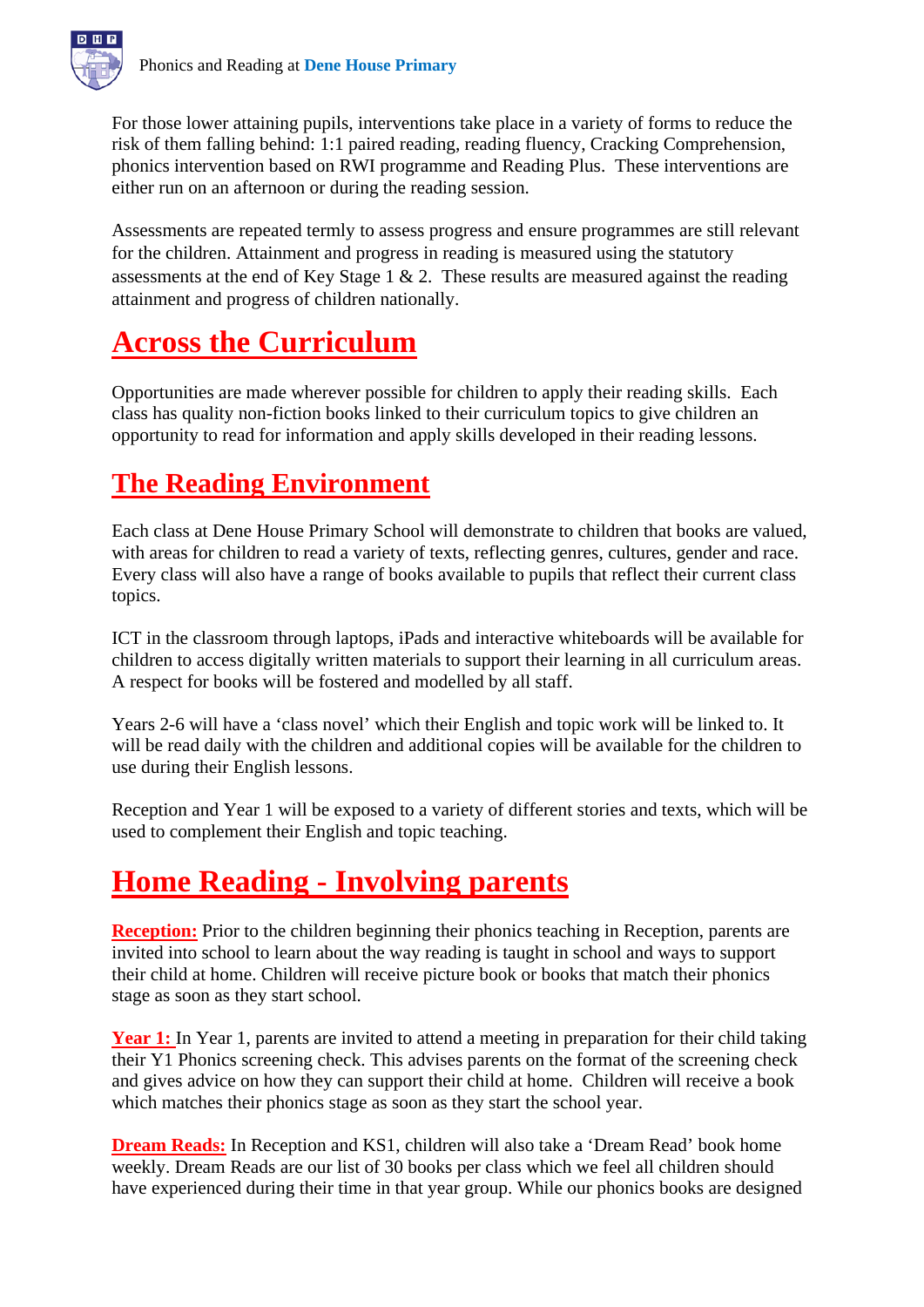For those lower attaining pupils, interventions take place in a variety of forms to reduce the risk of them falling behind: 1:1 paired reading, reading fluency, Cracking Comprehension, phonics intervention based on RWI programme and Reading Plus. These interventions are either run on an afternoon or during the reading session.

Assessments are repeated termly to assess progress and ensure programmes are still relevant for the children. Attainment and progress in reading is measured using the statutory assessments at the end of Key Stage 1 & 2. These results are measured against the reading attainment and progress of children nationally.

## Across the Curriculum

Opportunities are made wherever possible for children to apply their reading skills. Each class has quality non-fiction books linked to their curriculum topics to give children an opportunity to read for information and apply skills developed in their reading lessons.

## The Reading Environment

Each class at Dene House Primary School will demonstrate to children that books are valued, with areas for children to read a variety of texts, reflecting genres, cultures, gender and race. Every class will also have a range of books available to pupils that reflect their current class topics.

ICT in the classroom through laptops, iPads and interactive whiteboards will be available for children to access digitally written materials to support their learning in all curriculum areas. A respect for books will be fostered and modelled by all staff.

Years 2-6 will have a 'class novel' which their English and topic work will be linked to. It will be read daily with the children and additional copies will be available for the children to use during their English lessons.

Reception and Year 1 will be exposed to a variety of different stories and texts, which will be used to complement their English and topic teaching.

## Home Reading - Involving parents

**Reception:** Prior to the children beginning their phonics teaching in Reception, parents are invited into school to learn about the way reading is taught in school and ways to support their child at home. Children will receive picture book or books that match their phonics stage as soon as they start school.

**Year 1:** In Year 1, parents are invited to attend a meeting in preparation for their child taking their Y1 Phonics screening check. This advises parents on the format of the screening check and gives advice on how they can support their child at home. Children will receive a book which matches their phonics stage as soon as they start the school year.

**Dream Reads:** In Reception and KS1, children will also take a 'Dream Read' book home weekly. Dream Reads are our list of 30 books per class which we feel all children should have experienced during their time in that year group. While our phonics books are designed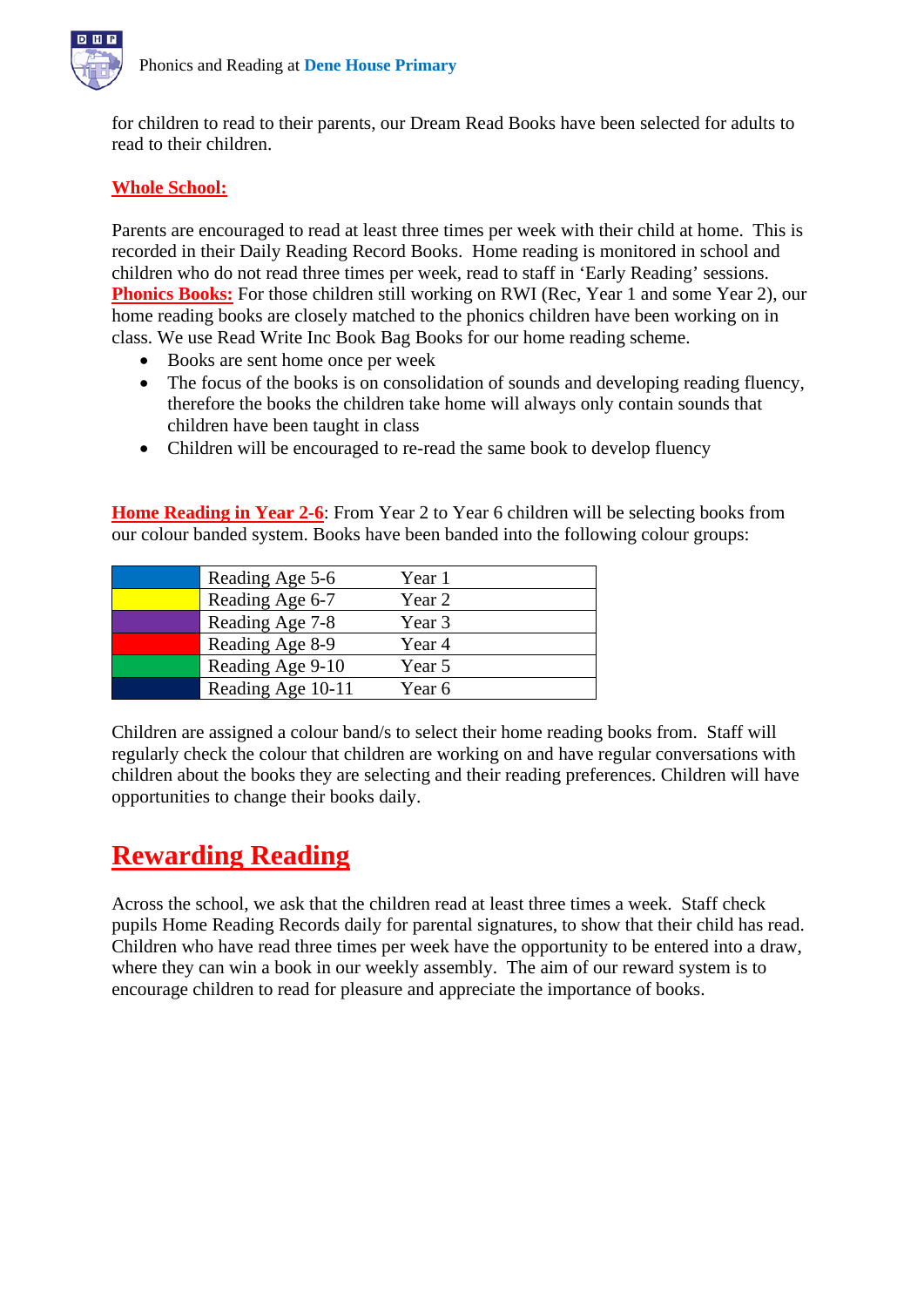for children to read to their parents, our Dream Read Books have been selected for adults to read to their children.

**Whole School:**

Parents are encouraged to read at least three times per week with their child at home. This is recorded in their Daily Reading Record Books. Home reading is monitored in school and children who do not read three times per week, read to staff in 'Early Reading' sessions.
**Phonics Books:** For those children still working on RWI (Rec, Year 1 and some Year 2), our home reading books are closely matched to the phonics children have been working on in class. We use Read Write Inc Book Bag Books for our home reading scheme.

- Books are sent home once per week
- The focus of the books is on consolidation of sounds and developing reading fluency, therefore the books the children take home will always only contain sounds that children have been taught in class
- Children will be encouraged to re-read the same book to develop fluency

**Home Reading in Year 2-6**: From Year 2 to Year 6 children will be selecting books from our colour banded system. Books have been banded into the following colour groups:

| | | |
|---|---|---|
| (Blue) | Reading Age 5-6 | Year 1 |
| (Yellow) | Reading Age 6-7 | Year 2 |
| (Purple) | Reading Age 7-8 | Year 3 |
| (Red) | Reading Age 8-9 | Year 4 |
| (Green) | Reading Age 9-10 | Year 5 |
| (Dark blue) | Reading Age 10-11 | Year 6 |

Children are assigned a colour band/s to select their home reading books from. Staff will regularly check the colour that children are working on and have regular conversations with children about the books they are selecting and their reading preferences. Children will have opportunities to change their books daily.

## Rewarding Reading

Across the school, we ask that the children read at least three times a week. Staff check pupils Home Reading Records daily for parental signatures, to show that their child has read. Children who have read three times per week have the opportunity to be entered into a draw, where they can win a book in our weekly assembly. The aim of our reward system is to encourage children to read for pleasure and appreciate the importance of books.